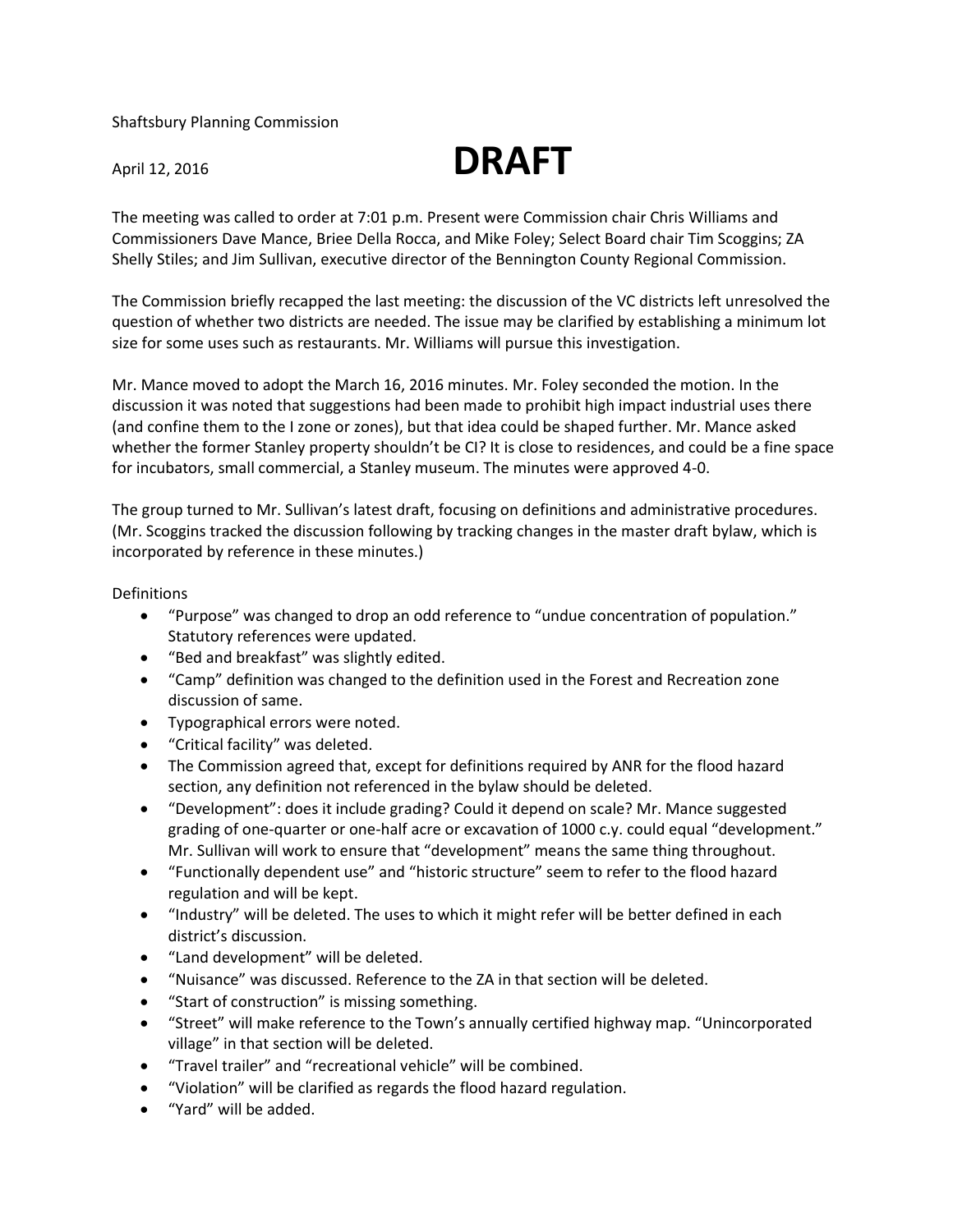Shaftsbury Planning Commission

April 12, 2016

# DRAFT

The meeting was called to order at 7:01 p.m. Present were Commission chair Chris Williams and Commissioners Dave Mance, Briee Della Rocca, and Mike Foley; Select Board chair Tim Scoggins; ZA Shelly Stiles; and Jim Sullivan, executive director of the Bennington County Regional Commission.

The Commission briefly recapped the last meeting: the discussion of the VC districts left unresolved the question of whether two districts are needed. The issue may be clarified by establishing a minimum lot size for some uses such as restaurants. Mr. Williams will pursue this investigation.

Mr. Mance moved to adopt the March 16, 2016 minutes. Mr. Foley seconded the motion. In the discussion it was noted that suggestions had been made to prohibit high impact industrial uses there (and confine them to the I zone or zones), but that idea could be shaped further. Mr. Mance asked whether the former Stanley property shouldn't be CI? It is close to residences, and could be a fine space for incubators, small commercial, a Stanley museum. The minutes were approved 4-0.

The group turned to Mr. Sullivan's latest draft, focusing on definitions and administrative procedures. (Mr. Scoggins tracked the discussion following by tracking changes in the master draft bylaw, which is incorporated by reference in these minutes.)

Definitions

- "Purpose" was changed to drop an odd reference to "undue concentration of population." Statutory references were updated.
- "Bed and breakfast" was slightly edited.
- "Camp" definition was changed to the definition used in the Forest and Recreation zone discussion of same.
- Typographical errors were noted.
- "Critical facility" was deleted.
- The Commission agreed that, except for definitions required by ANR for the flood hazard section, any definition not referenced in the bylaw should be deleted.
- "Development": does it include grading? Could it depend on scale? Mr. Mance suggested grading of one-quarter or one-half acre or excavation of 1000 c.y. could equal "development." Mr. Sullivan will work to ensure that "development" means the same thing throughout.
- "Functionally dependent use" and "historic structure" seem to refer to the flood hazard regulation and will be kept.
- "Industry" will be deleted. The uses to which it might refer will be better defined in each district's discussion.
- "Land development" will be deleted.
- "Nuisance" was discussed. Reference to the ZA in that section will be deleted.
- "Start of construction" is missing something.
- "Street" will make reference to the Town's annually certified highway map. "Unincorporated village" in that section will be deleted.
- "Travel trailer" and "recreational vehicle" will be combined.
- "Violation" will be clarified as regards the flood hazard regulation.
- "Yard" will be added.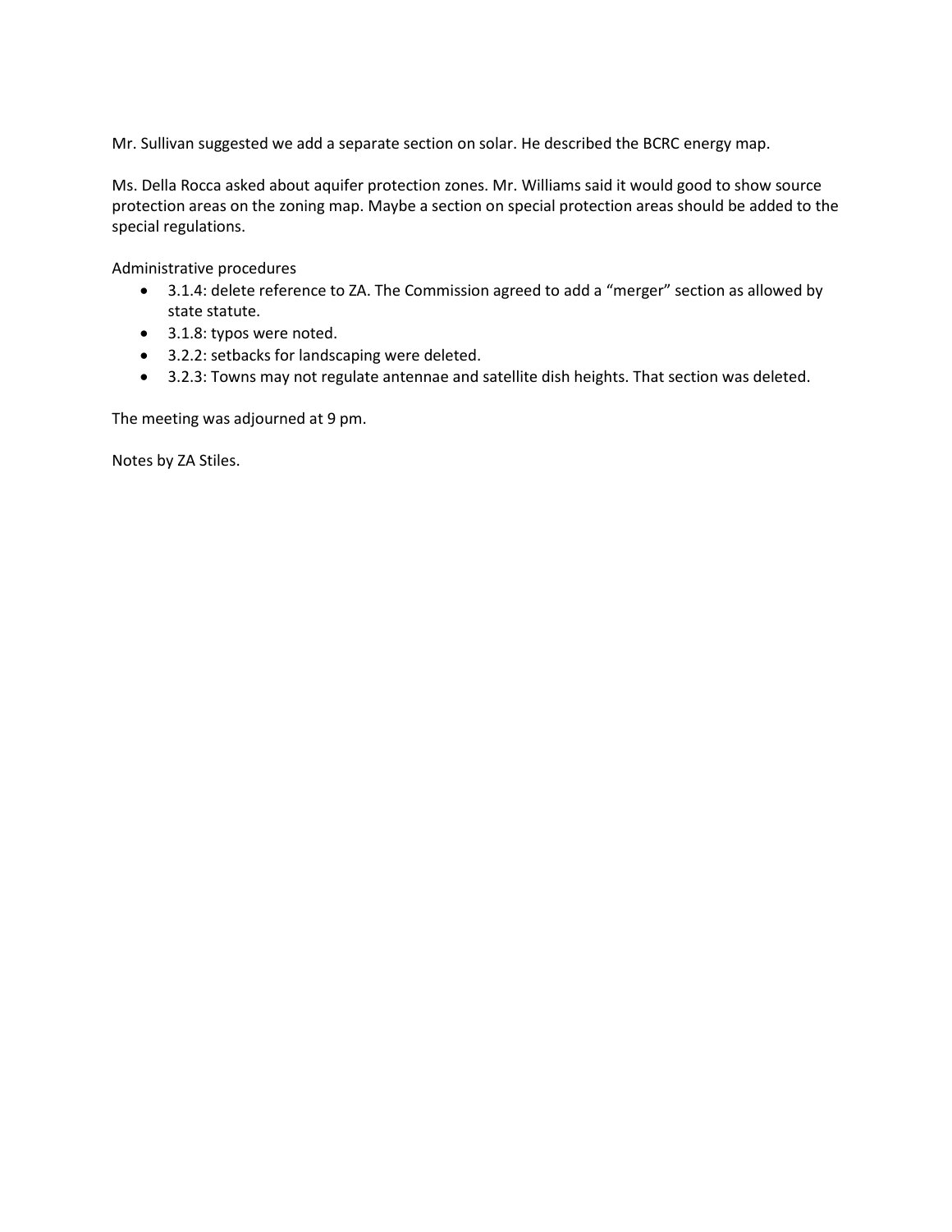Mr. Sullivan suggested we add a separate section on solar. He described the BCRC energy map.

Ms. Della Rocca asked about aquifer protection zones. Mr. Williams said it would good to show source protection areas on the zoning map. Maybe a section on special protection areas should be added to the special regulations.

Administrative procedures

- 3.1.4: delete reference to ZA. The Commission agreed to add a "merger" section as allowed by state statute.
- 3.1.8: typos were noted.
- 3.2.2: setbacks for landscaping were deleted.
- 3.2.3: Towns may not regulate antennae and satellite dish heights. That section was deleted.

The meeting was adjourned at 9 pm.

Notes by ZA Stiles.